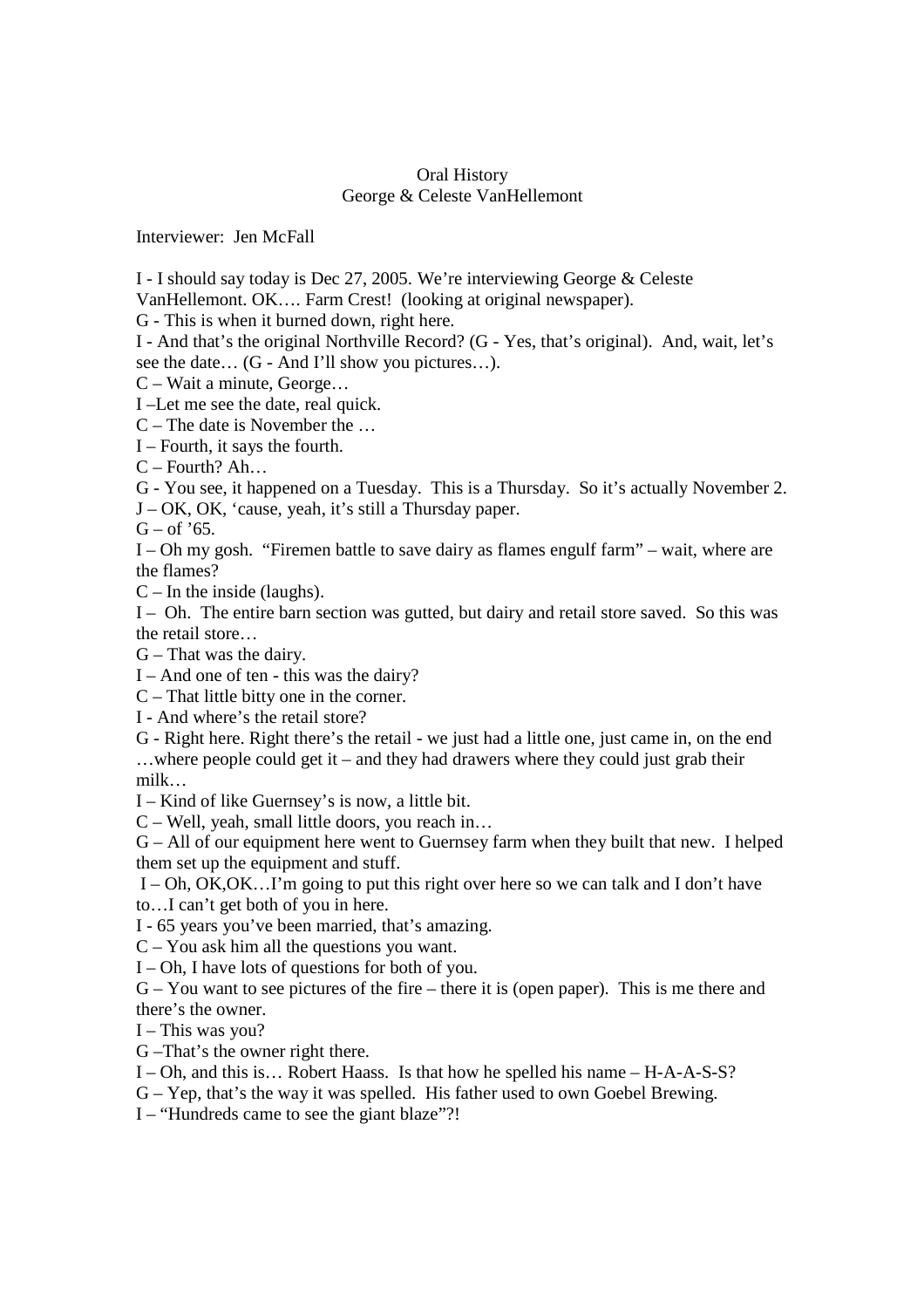# Oral History
## George & Celeste VanHellemont

Interviewer: Jen McFall

I - I should say today is Dec 27, 2005. We're interviewing George & Celeste VanHellemont. OK…. Farm Crest! (looking at original newspaper).

G - This is when it burned down, right here.

I - And that's the original Northville Record? (G - Yes, that's original). And, wait, let's see the date… (G - And I'll show you pictures…).

C – Wait a minute, George…

I –Let me see the date, real quick.

C – The date is November the …

I – Fourth, it says the fourth.

C – Fourth? Ah…

G - You see, it happened on a Tuesday. This is a Thursday. So it's actually November 2.

J – OK, OK, 'cause, yeah, it's still a Thursday paper.

G – of '65.

I – Oh my gosh. "Firemen battle to save dairy as flames engulf farm" – wait, where are the flames?

C – In the inside (laughs).

I – Oh. The entire barn section was gutted, but dairy and retail store saved. So this was the retail store…

G – That was the dairy.

I – And one of ten - this was the dairy?

C – That little bitty one in the corner.

I - And where's the retail store?

G - Right here. Right there's the retail - we just had a little one, just came in, on the end …where people could get it – and they had drawers where they could just grab their milk…

I – Kind of like Guernsey's is now, a little bit.

C – Well, yeah, small little doors, you reach in…

G – All of our equipment here went to Guernsey farm when they built that new. I helped them set up the equipment and stuff.

I – Oh, OK,OK…I'm going to put this right over here so we can talk and I don't have to…I can't get both of you in here.

I - 65 years you've been married, that's amazing.

C – You ask him all the questions you want.

I – Oh, I have lots of questions for both of you.

G – You want to see pictures of the fire – there it is (open paper). This is me there and there's the owner.

I – This was you?

G –That's the owner right there.

I – Oh, and this is… Robert Haass. Is that how he spelled his name – H-A-A-S-S?

G – Yep, that's the way it was spelled. His father used to own Goebel Brewing.

I – "Hundreds came to see the giant blaze"?!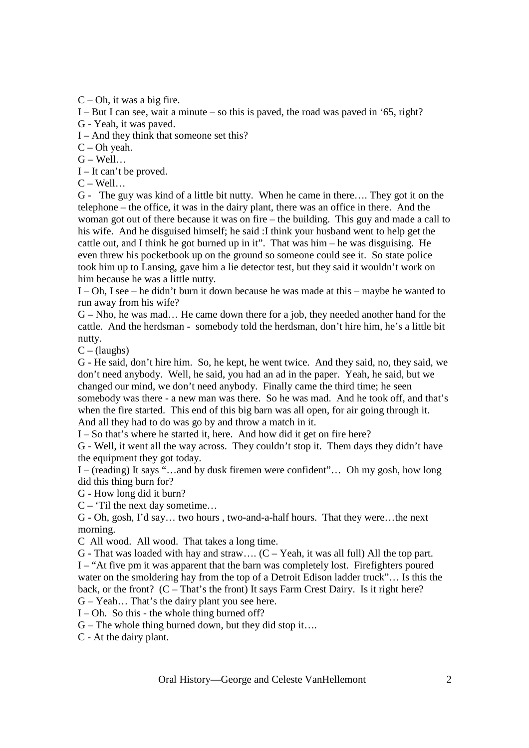C – Oh, it was a big fire.

I – But I can see, wait a minute – so this is paved, the road was paved in '65, right?

G - Yeah, it was paved.

I – And they think that someone set this?

C – Oh yeah.

G – Well…

I – It can't be proved.

C – Well…

G - The guy was kind of a little bit nutty. When he came in there…. They got it on the telephone – the office, it was in the dairy plant, there was an office in there. And the woman got out of there because it was on fire – the building. This guy and made a call to his wife. And he disguised himself; he said :I think your husband went to help get the cattle out, and I think he got burned up in it". That was him – he was disguising. He even threw his pocketbook up on the ground so someone could see it. So state police took him up to Lansing, gave him a lie detector test, but they said it wouldn't work on him because he was a little nutty.

I – Oh, I see – he didn't burn it down because he was made at this – maybe he wanted to run away from his wife?

G – Nho, he was mad… He came down there for a job, they needed another hand for the cattle. And the herdsman - somebody told the herdsman, don't hire him, he's a little bit nutty.

C – (laughs)

G - He said, don't hire him. So, he kept, he went twice. And they said, no, they said, we don't need anybody. Well, he said, you had an ad in the paper. Yeah, he said, but we changed our mind, we don't need anybody. Finally came the third time; he seen somebody was there - a new man was there. So he was mad. And he took off, and that's when the fire started. This end of this big barn was all open, for air going through it. And all they had to do was go by and throw a match in it.

I – So that's where he started it, here. And how did it get on fire here?

G - Well, it went all the way across. They couldn't stop it. Them days they didn't have the equipment they got today.

I – (reading) It says "…and by dusk firemen were confident"… Oh my gosh, how long did this thing burn for?

G - How long did it burn?

C – 'Til the next day sometime…

G - Oh, gosh, I'd say… two hours , two-and-a-half hours. That they were…the next morning.

C All wood. All wood. That takes a long time.

G - That was loaded with hay and straw…. (C – Yeah, it was all full) All the top part.

I – "At five pm it was apparent that the barn was completely lost. Firefighters poured water on the smoldering hay from the top of a Detroit Edison ladder truck"… Is this the back, or the front? (C – That's the front) It says Farm Crest Dairy. Is it right here?

G – Yeah… That's the dairy plant you see here.

I – Oh. So this - the whole thing burned off?

G – The whole thing burned down, but they did stop it….

C - At the dairy plant.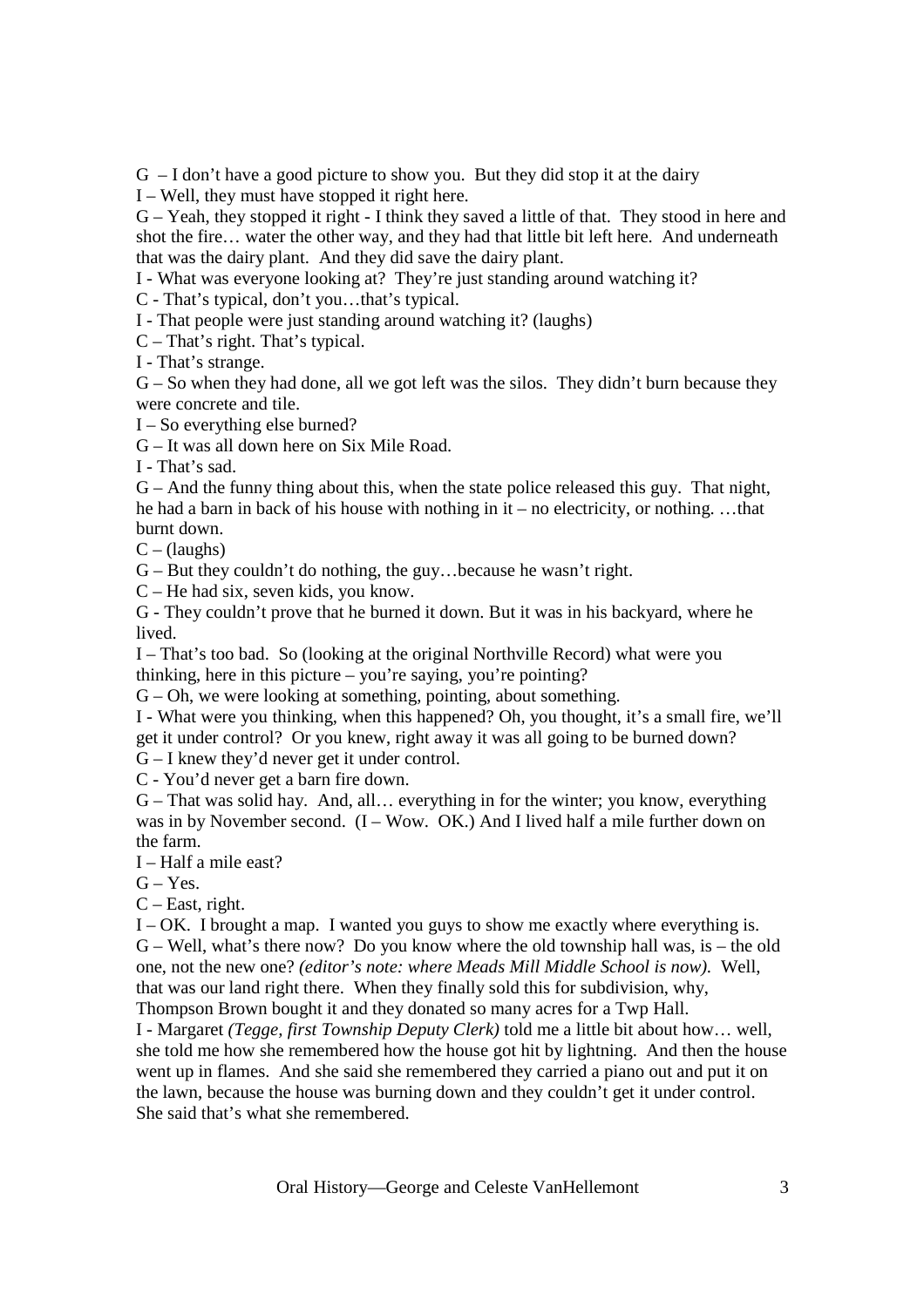G – I don't have a good picture to show you. But they did stop it at the dairy

I – Well, they must have stopped it right here.

G – Yeah, they stopped it right - I think they saved a little of that. They stood in here and shot the fire… water the other way, and they had that little bit left here. And underneath that was the dairy plant. And they did save the dairy plant.

I - What was everyone looking at? They're just standing around watching it?

C - That's typical, don't you…that's typical.

I - That people were just standing around watching it? (laughs)

C – That's right. That's typical.

I - That's strange.

G – So when they had done, all we got left was the silos. They didn't burn because they were concrete and tile.

I – So everything else burned?

G – It was all down here on Six Mile Road.

I - That's sad.

G – And the funny thing about this, when the state police released this guy. That night, he had a barn in back of his house with nothing in it – no electricity, or nothing. …that burnt down.

C – (laughs)

G – But they couldn't do nothing, the guy…because he wasn't right.

C – He had six, seven kids, you know.

G - They couldn't prove that he burned it down. But it was in his backyard, where he lived.

I – That's too bad. So (looking at the original Northville Record) what were you thinking, here in this picture – you're saying, you're pointing?

G – Oh, we were looking at something, pointing, about something.

I - What were you thinking, when this happened? Oh, you thought, it's a small fire, we'll get it under control? Or you knew, right away it was all going to be burned down?

G – I knew they'd never get it under control.

C - You'd never get a barn fire down.

G – That was solid hay. And, all… everything in for the winter; you know, everything was in by November second. (I – Wow. OK.) And I lived half a mile further down on the farm.

I – Half a mile east?

G – Yes.

C – East, right.

I – OK. I brought a map. I wanted you guys to show me exactly where everything is.

G – Well, what's there now? Do you know where the old township hall was, is – the old one, not the new one? *(editor's note: where Meads Mill Middle School is now).* Well, that was our land right there. When they finally sold this for subdivision, why, Thompson Brown bought it and they donated so many acres for a Twp Hall.

I - Margaret *(Tegge, first Township Deputy Clerk)* told me a little bit about how… well, she told me how she remembered how the house got hit by lightning. And then the house went up in flames. And she said she remembered they carried a piano out and put it on the lawn, because the house was burning down and they couldn't get it under control. She said that's what she remembered.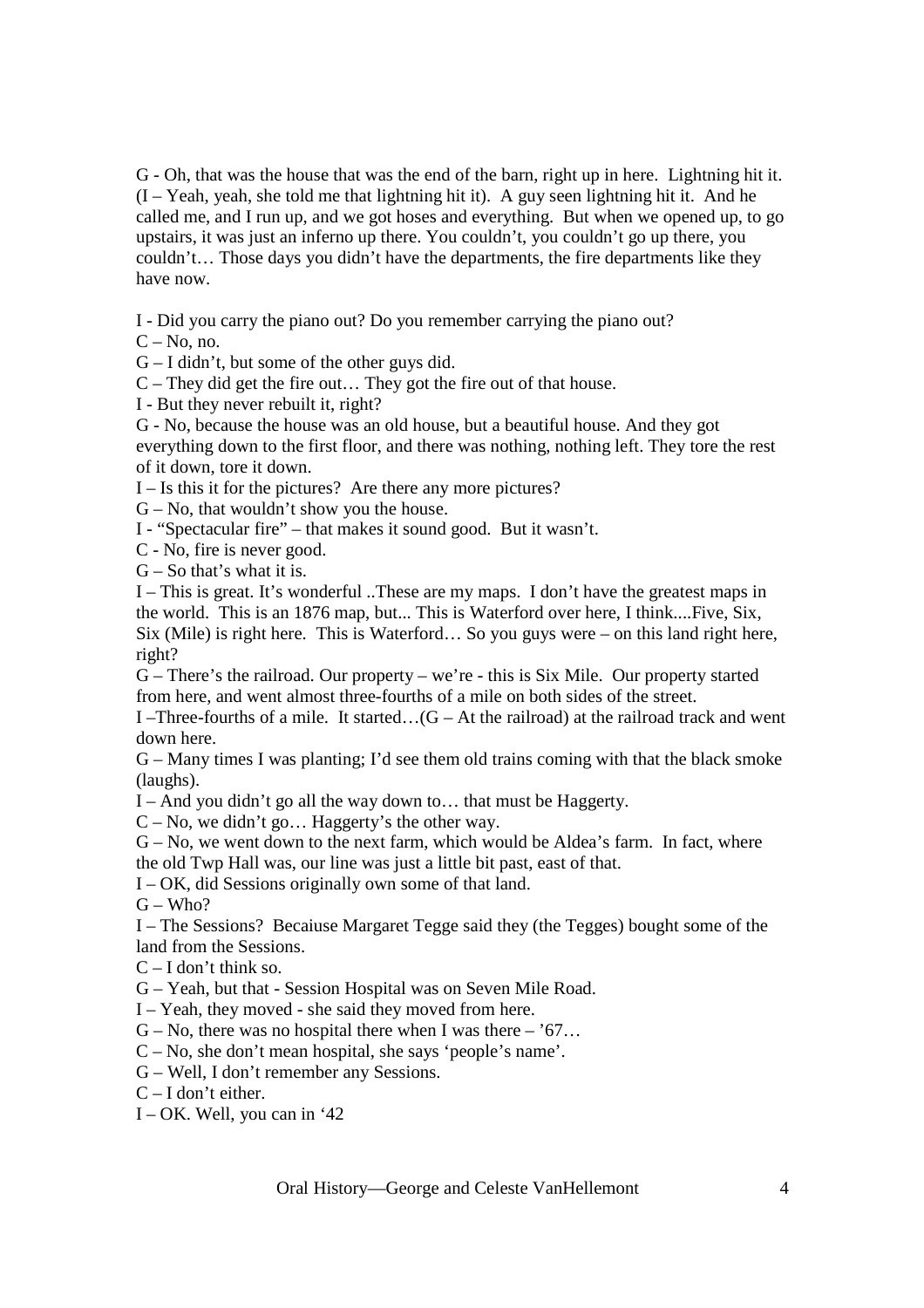G - Oh, that was the house that was the end of the barn, right up in here. Lightning hit it. (I – Yeah, yeah, she told me that lightning hit it). A guy seen lightning hit it. And he called me, and I run up, and we got hoses and everything. But when we opened up, to go upstairs, it was just an inferno up there. You couldn't, you couldn't go up there, you couldn't… Those days you didn't have the departments, the fire departments like they have now.

I - Did you carry the piano out? Do you remember carrying the piano out?

C – No, no.

G – I didn't, but some of the other guys did.

C – They did get the fire out… They got the fire out of that house.

I - But they never rebuilt it, right?

G - No, because the house was an old house, but a beautiful house. And they got everything down to the first floor, and there was nothing, nothing left. They tore the rest of it down, tore it down.

I – Is this it for the pictures? Are there any more pictures?

G – No, that wouldn't show you the house.

I - "Spectacular fire" – that makes it sound good. But it wasn't.

C - No, fire is never good.

G – So that's what it is.

I – This is great. It's wonderful ..These are my maps. I don't have the greatest maps in the world. This is an 1876 map, but... This is Waterford over here, I think....Five, Six, Six (Mile) is right here. This is Waterford… So you guys were – on this land right here, right?

G – There's the railroad. Our property – we're - this is Six Mile. Our property started from here, and went almost three-fourths of a mile on both sides of the street.

I –Three-fourths of a mile. It started…(G – At the railroad) at the railroad track and went down here.

G – Many times I was planting; I'd see them old trains coming with that the black smoke (laughs).

I – And you didn't go all the way down to… that must be Haggerty.

C – No, we didn't go… Haggerty's the other way.

G – No, we went down to the next farm, which would be Aldea's farm. In fact, where the old Twp Hall was, our line was just a little bit past, east of that.

I – OK, did Sessions originally own some of that land.

G – Who?

I – The Sessions? Becaiuse Margaret Tegge said they (the Tegges) bought some of the land from the Sessions.

C – I don't think so.

G – Yeah, but that - Session Hospital was on Seven Mile Road.

I – Yeah, they moved - she said they moved from here.

G – No, there was no hospital there when I was there – '67…

C – No, she don't mean hospital, she says 'people's name'.

G – Well, I don't remember any Sessions.

C – I don't either.

I – OK. Well, you can in '42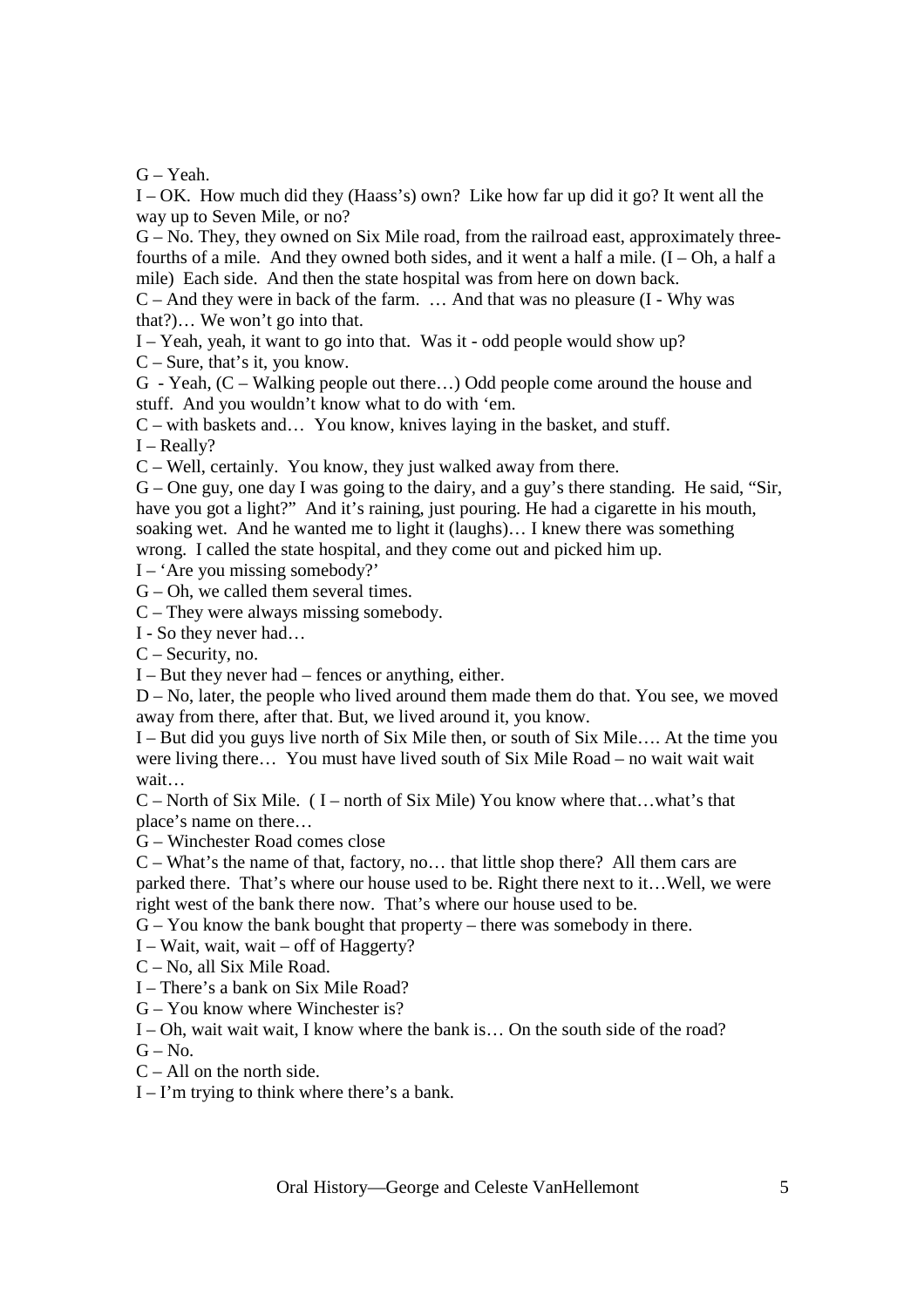G – Yeah.

I – OK. How much did they (Haass's) own? Like how far up did it go? It went all the way up to Seven Mile, or no?

G – No. They, they owned on Six Mile road, from the railroad east, approximately three-fourths of a mile. And they owned both sides, and it went a half a mile. (I – Oh, a half a mile) Each side. And then the state hospital was from here on down back.

C – And they were in back of the farm. … And that was no pleasure (I - Why was that?)… We won't go into that.

I – Yeah, yeah, it want to go into that. Was it - odd people would show up?

C – Sure, that's it, you know.

G - Yeah, (C – Walking people out there…) Odd people come around the house and stuff. And you wouldn't know what to do with 'em.

C – with baskets and… You know, knives laying in the basket, and stuff.

I – Really?

C – Well, certainly. You know, they just walked away from there.

G – One guy, one day I was going to the dairy, and a guy's there standing. He said, "Sir, have you got a light?" And it's raining, just pouring. He had a cigarette in his mouth, soaking wet. And he wanted me to light it (laughs)… I knew there was something wrong. I called the state hospital, and they come out and picked him up.

I – 'Are you missing somebody?'

G – Oh, we called them several times.

C – They were always missing somebody.

I - So they never had…

C – Security, no.

I – But they never had – fences or anything, either.

D – No, later, the people who lived around them made them do that. You see, we moved away from there, after that. But, we lived around it, you know.

I – But did you guys live north of Six Mile then, or south of Six Mile…. At the time you were living there… You must have lived south of Six Mile Road – no wait wait wait wait…

C – North of Six Mile. ( I – north of Six Mile) You know where that…what's that place's name on there…

G – Winchester Road comes close

C – What's the name of that, factory, no… that little shop there? All them cars are parked there. That's where our house used to be. Right there next to it…Well, we were right west of the bank there now. That's where our house used to be.

G – You know the bank bought that property – there was somebody in there.

I – Wait, wait, wait – off of Haggerty?

C – No, all Six Mile Road.

I – There's a bank on Six Mile Road?

G – You know where Winchester is?

I – Oh, wait wait wait, I know where the bank is… On the south side of the road?

G – No.

C – All on the north side.

I – I'm trying to think where there's a bank.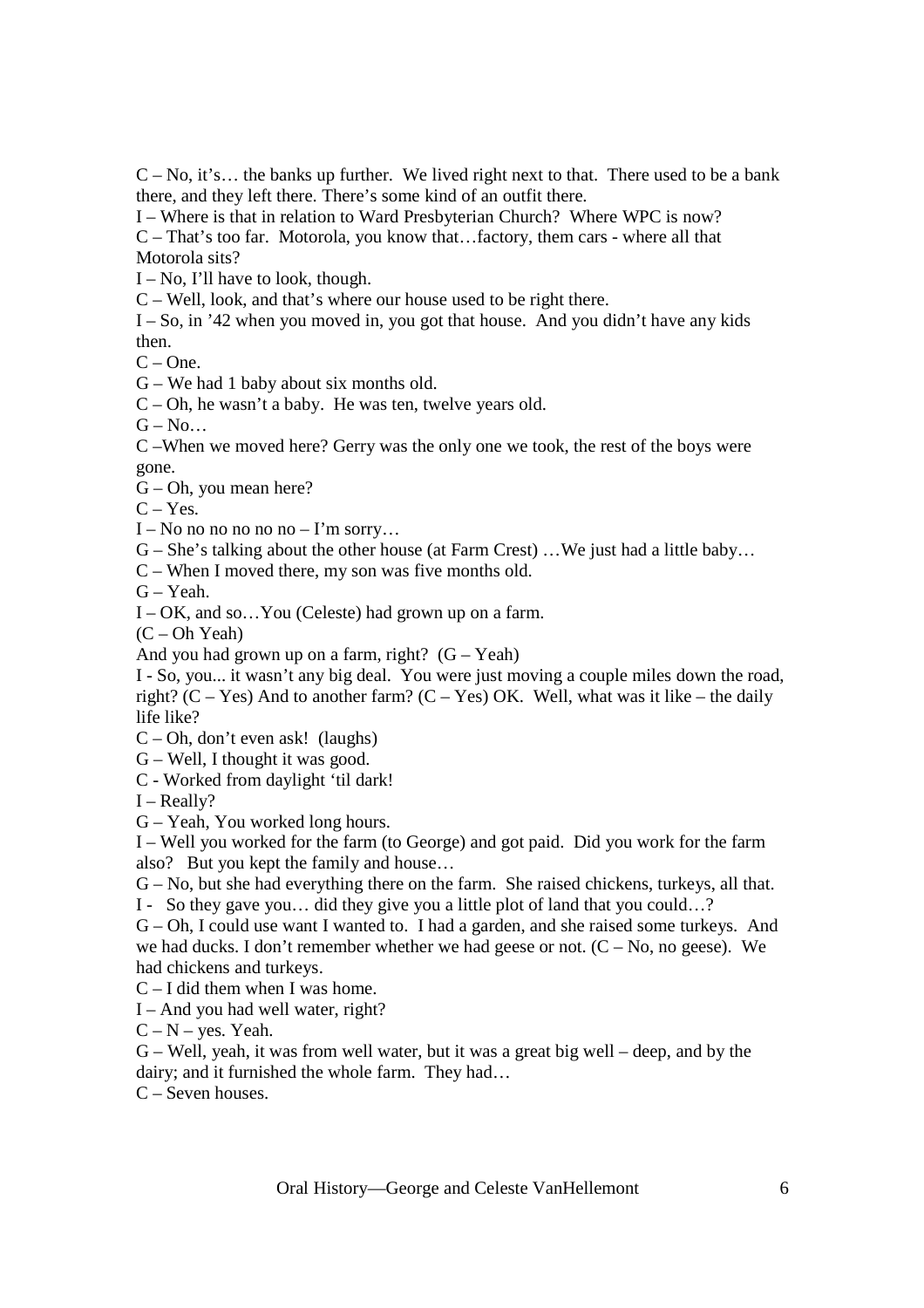C – No, it's… the banks up further. We lived right next to that. There used to be a bank there, and they left there. There's some kind of an outfit there.

I – Where is that in relation to Ward Presbyterian Church? Where WPC is now?

C – That's too far. Motorola, you know that…factory, them cars - where all that Motorola sits?

I – No, I'll have to look, though.

C – Well, look, and that's where our house used to be right there.

I – So, in '42 when you moved in, you got that house. And you didn't have any kids then.

C – One.

G – We had 1 baby about six months old.

C – Oh, he wasn't a baby. He was ten, twelve years old.

G – No…

C –When we moved here? Gerry was the only one we took, the rest of the boys were gone.

G – Oh, you mean here?

C – Yes.

I – No no no no no no – I'm sorry…

G – She's talking about the other house (at Farm Crest) …We just had a little baby…

C – When I moved there, my son was five months old.

G – Yeah.

I – OK, and so…You (Celeste) had grown up on a farm.

(C – Oh Yeah)

And you had grown up on a farm, right? (G – Yeah)

I - So, you... it wasn't any big deal. You were just moving a couple miles down the road, right? (C – Yes) And to another farm? (C – Yes) OK. Well, what was it like – the daily life like?

C – Oh, don't even ask! (laughs)

G – Well, I thought it was good.

C - Worked from daylight 'til dark!

I – Really?

G – Yeah, You worked long hours.

I – Well you worked for the farm (to George) and got paid. Did you work for the farm also? But you kept the family and house…

G – No, but she had everything there on the farm. She raised chickens, turkeys, all that.

I - So they gave you… did they give you a little plot of land that you could…?

G – Oh, I could use want I wanted to. I had a garden, and she raised some turkeys. And we had ducks. I don't remember whether we had geese or not. (C – No, no geese). We had chickens and turkeys.

C – I did them when I was home.

I – And you had well water, right?

C – N – yes. Yeah.

G – Well, yeah, it was from well water, but it was a great big well – deep, and by the dairy; and it furnished the whole farm. They had…

C – Seven houses.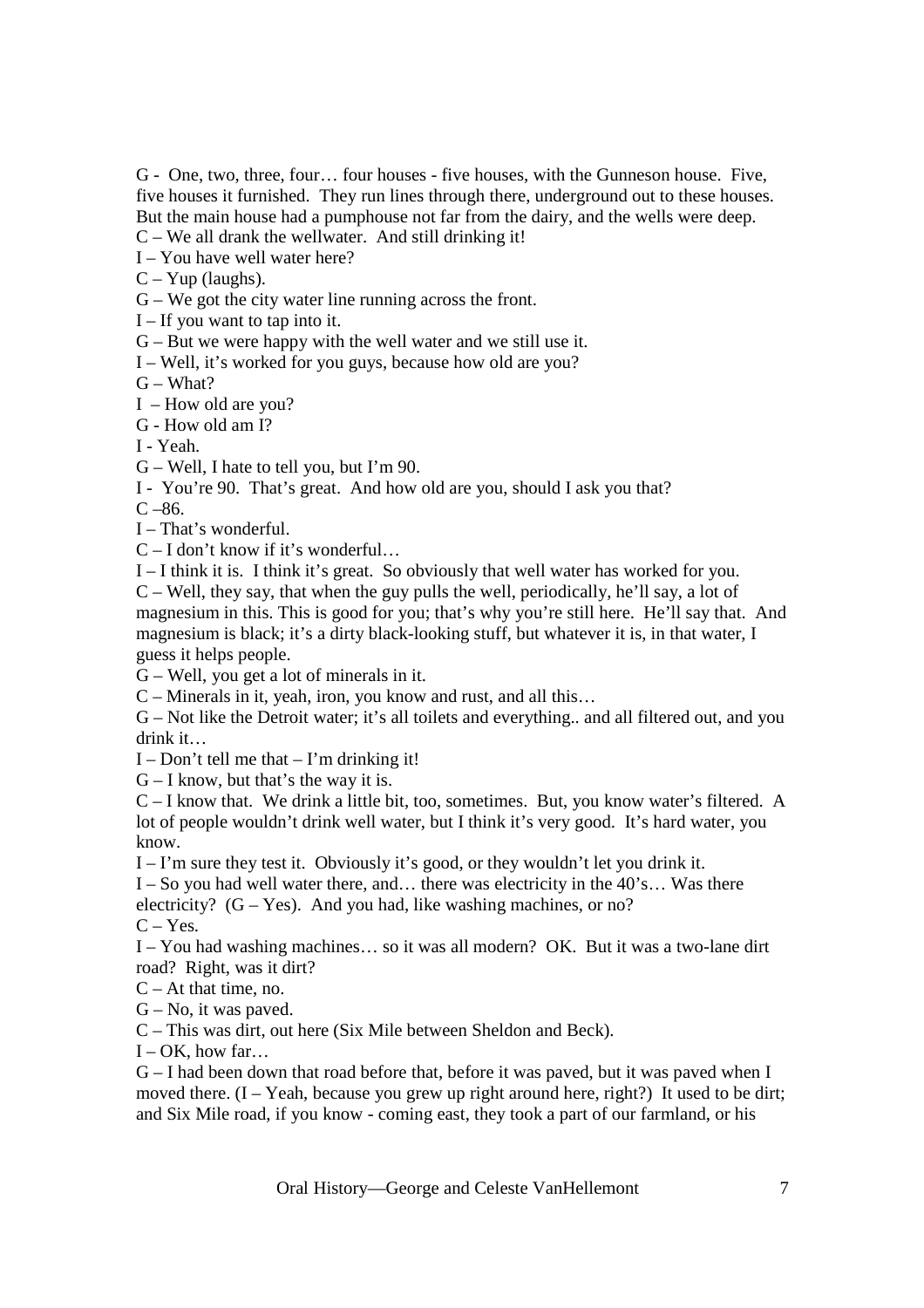G - One, two, three, four… four houses - five houses, with the Gunneson house. Five, five houses it furnished. They run lines through there, underground out to these houses. But the main house had a pumphouse not far from the dairy, and the wells were deep.

C – We all drank the wellwater. And still drinking it!

I – You have well water here?

C – Yup (laughs).

G – We got the city water line running across the front.

I – If you want to tap into it.

G – But we were happy with the well water and we still use it.

I – Well, it's worked for you guys, because how old are you?

G – What?

I – How old are you?

G - How old am I?

I - Yeah.

G – Well, I hate to tell you, but I'm 90.

I - You're 90. That's great. And how old are you, should I ask you that?

C –86.

I – That's wonderful.

C – I don't know if it's wonderful…

I – I think it is. I think it's great. So obviously that well water has worked for you.

C – Well, they say, that when the guy pulls the well, periodically, he'll say, a lot of magnesium in this. This is good for you; that's why you're still here. He'll say that. And magnesium is black; it's a dirty black-looking stuff, but whatever it is, in that water, I guess it helps people.

G – Well, you get a lot of minerals in it.

C – Minerals in it, yeah, iron, you know and rust, and all this…

G – Not like the Detroit water; it's all toilets and everything.. and all filtered out, and you drink it…

I – Don't tell me that – I'm drinking it!

G – I know, but that's the way it is.

C – I know that. We drink a little bit, too, sometimes. But, you know water's filtered. A lot of people wouldn't drink well water, but I think it's very good. It's hard water, you know.

I – I'm sure they test it. Obviously it's good, or they wouldn't let you drink it.

I – So you had well water there, and… there was electricity in the 40's… Was there electricity? (G – Yes). And you had, like washing machines, or no?

C – Yes.

I – You had washing machines… so it was all modern? OK. But it was a two-lane dirt road? Right, was it dirt?

C – At that time, no.

G – No, it was paved.

C – This was dirt, out here (Six Mile between Sheldon and Beck).

I – OK, how far…

G – I had been down that road before that, before it was paved, but it was paved when I moved there. (I – Yeah, because you grew up right around here, right?) It used to be dirt; and Six Mile road, if you know - coming east, they took a part of our farmland, or his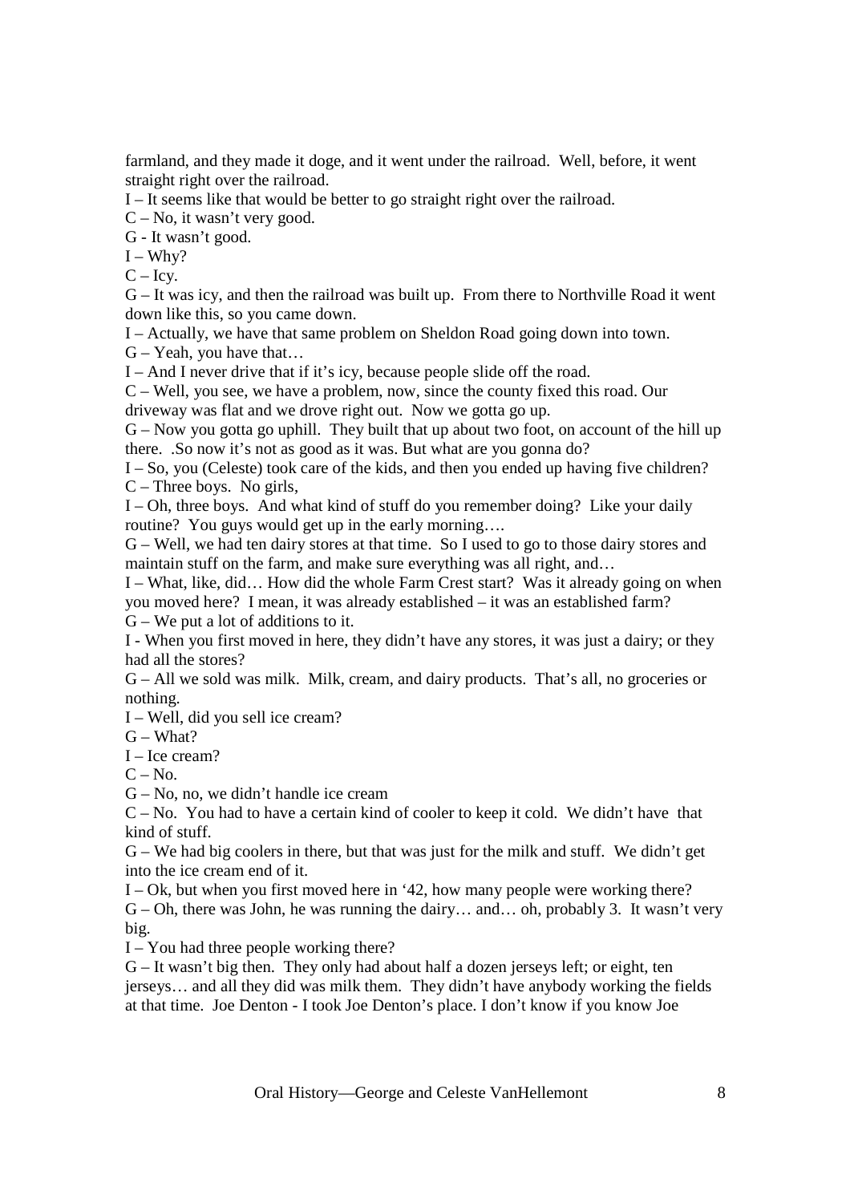farmland, and they made it doge, and it went under the railroad. Well, before, it went straight right over the railroad.

I – It seems like that would be better to go straight right over the railroad.

C – No, it wasn't very good.

G - It wasn't good.

I – Why?

C – Icy.

G – It was icy, and then the railroad was built up. From there to Northville Road it went down like this, so you came down.

I – Actually, we have that same problem on Sheldon Road going down into town.

G – Yeah, you have that…

I – And I never drive that if it's icy, because people slide off the road.

C – Well, you see, we have a problem, now, since the county fixed this road. Our driveway was flat and we drove right out. Now we gotta go up.

G – Now you gotta go uphill. They built that up about two foot, on account of the hill up there. .So now it's not as good as it was. But what are you gonna do?

I – So, you (Celeste) took care of the kids, and then you ended up having five children?

C – Three boys. No girls,

I – Oh, three boys. And what kind of stuff do you remember doing? Like your daily routine? You guys would get up in the early morning….

G – Well, we had ten dairy stores at that time. So I used to go to those dairy stores and maintain stuff on the farm, and make sure everything was all right, and…

I – What, like, did… How did the whole Farm Crest start? Was it already going on when you moved here? I mean, it was already established – it was an established farm?

G – We put a lot of additions to it.

I - When you first moved in here, they didn't have any stores, it was just a dairy; or they had all the stores?

G – All we sold was milk. Milk, cream, and dairy products. That's all, no groceries or nothing.

I – Well, did you sell ice cream?

G – What?

I – Ice cream?

C – No.

G – No, no, we didn't handle ice cream

C – No. You had to have a certain kind of cooler to keep it cold. We didn't have that kind of stuff.

G – We had big coolers in there, but that was just for the milk and stuff. We didn't get into the ice cream end of it.

I – Ok, but when you first moved here in '42, how many people were working there?

G – Oh, there was John, he was running the dairy… and… oh, probably 3. It wasn't very big.

I – You had three people working there?

G – It wasn't big then. They only had about half a dozen jerseys left; or eight, ten jerseys… and all they did was milk them. They didn't have anybody working the fields at that time. Joe Denton - I took Joe Denton's place. I don't know if you know Joe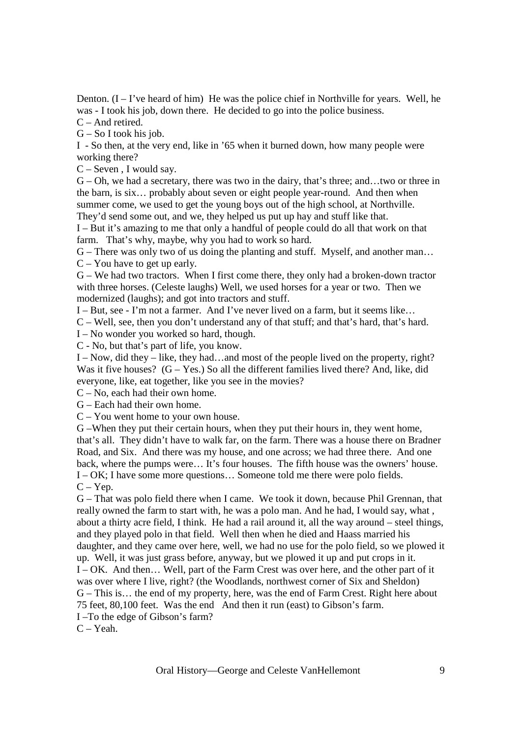Denton. (I – I've heard of him) He was the police chief in Northville for years. Well, he was - I took his job, down there. He decided to go into the police business.

C – And retired.

G – So I took his job.

I - So then, at the very end, like in '65 when it burned down, how many people were working there?

C – Seven , I would say.

G – Oh, we had a secretary, there was two in the dairy, that's three; and…two or three in the barn, is six… probably about seven or eight people year-round. And then when summer come, we used to get the young boys out of the high school, at Northville. They'd send some out, and we, they helped us put up hay and stuff like that.

I – But it's amazing to me that only a handful of people could do all that work on that farm. That's why, maybe, why you had to work so hard.

G – There was only two of us doing the planting and stuff. Myself, and another man…

C – You have to get up early.

G – We had two tractors. When I first come there, they only had a broken-down tractor with three horses. (Celeste laughs) Well, we used horses for a year or two. Then we modernized (laughs); and got into tractors and stuff.

I – But, see - I'm not a farmer. And I've never lived on a farm, but it seems like…

C – Well, see, then you don't understand any of that stuff; and that's hard, that's hard.

I – No wonder you worked so hard, though.

C - No, but that's part of life, you know.

I – Now, did they – like, they had…and most of the people lived on the property, right? Was it five houses? (G – Yes.) So all the different families lived there? And, like, did everyone, like, eat together, like you see in the movies?

C – No, each had their own home.

G – Each had their own home.

C – You went home to your own house.

G –When they put their certain hours, when they put their hours in, they went home, that's all. They didn't have to walk far, on the farm. There was a house there on Bradner Road, and Six. And there was my house, and one across; we had three there. And one back, where the pumps were… It's four houses. The fifth house was the owners' house.

I – OK; I have some more questions… Someone told me there were polo fields.

C – Yep.

G – That was polo field there when I came. We took it down, because Phil Grennan, that really owned the farm to start with, he was a polo man. And he had, I would say, what , about a thirty acre field, I think. He had a rail around it, all the way around – steel things, and they played polo in that field. Well then when he died and Haass married his daughter, and they came over here, well, we had no use for the polo field, so we plowed it up. Well, it was just grass before, anyway, but we plowed it up and put crops in it.

I – OK. And then… Well, part of the Farm Crest was over here, and the other part of it was over where I live, right? (the Woodlands, northwest corner of Six and Sheldon)

G – This is… the end of my property, here, was the end of Farm Crest. Right here about 75 feet, 80,100 feet. Was the end And then it run (east) to Gibson's farm.

I –To the edge of Gibson's farm?

C – Yeah.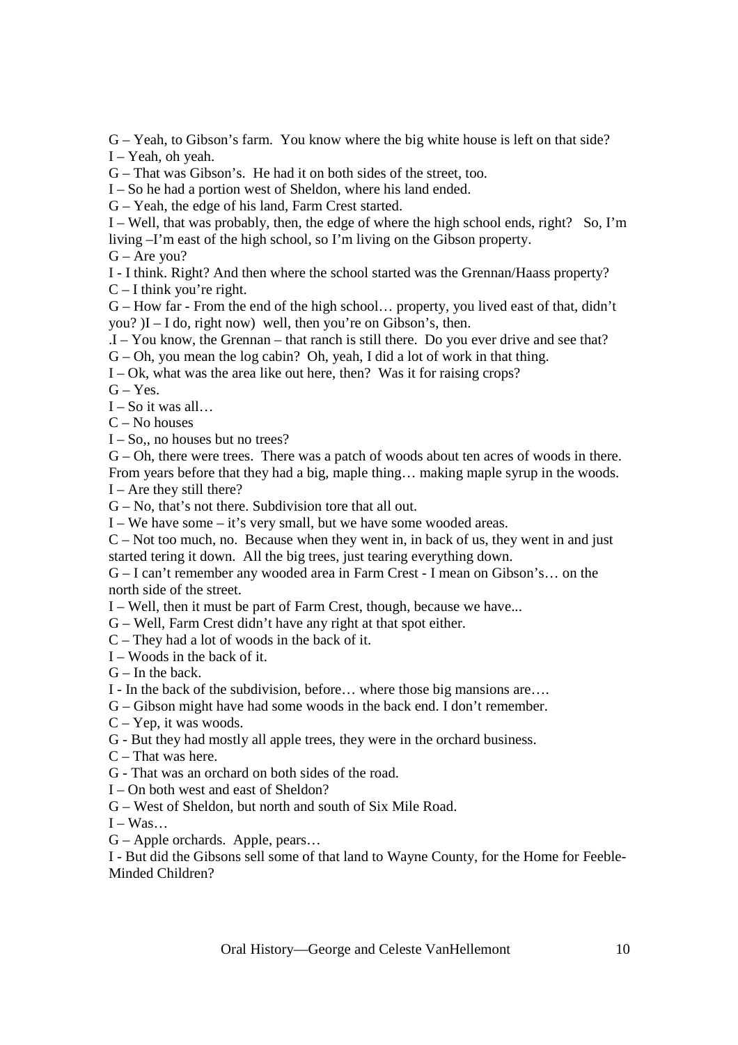G – Yeah, to Gibson's farm. You know where the big white house is left on that side?

I – Yeah, oh yeah.

G – That was Gibson's. He had it on both sides of the street, too.

I – So he had a portion west of Sheldon, where his land ended.

G – Yeah, the edge of his land, Farm Crest started.

I – Well, that was probably, then, the edge of where the high school ends, right? So, I'm living –I'm east of the high school, so I'm living on the Gibson property.

G – Are you?

I - I think. Right? And then where the school started was the Grennan/Haass property?

C – I think you're right.

G – How far - From the end of the high school… property, you lived east of that, didn't you? )I – I do, right now) well, then you're on Gibson's, then.

.I – You know, the Grennan – that ranch is still there. Do you ever drive and see that?

G – Oh, you mean the log cabin? Oh, yeah, I did a lot of work in that thing.

I – Ok, what was the area like out here, then? Was it for raising crops?

G – Yes.

I – So it was all…

C – No houses

I – So,, no houses but no trees?

G – Oh, there were trees. There was a patch of woods about ten acres of woods in there. From years before that they had a big, maple thing… making maple syrup in the woods.

I – Are they still there?

G – No, that's not there. Subdivision tore that all out.

I – We have some – it's very small, but we have some wooded areas.

C – Not too much, no. Because when they went in, in back of us, they went in and just started tering it down. All the big trees, just tearing everything down.

G – I can't remember any wooded area in Farm Crest - I mean on Gibson's… on the north side of the street.

I – Well, then it must be part of Farm Crest, though, because we have...

G – Well, Farm Crest didn't have any right at that spot either.

C – They had a lot of woods in the back of it.

I – Woods in the back of it.

G – In the back.

I - In the back of the subdivision, before… where those big mansions are….

G – Gibson might have had some woods in the back end. I don't remember.

C – Yep, it was woods.

G - But they had mostly all apple trees, they were in the orchard business.

C – That was here.

G - That was an orchard on both sides of the road.

I – On both west and east of Sheldon?

G – West of Sheldon, but north and south of Six Mile Road.

I – Was…

G – Apple orchards. Apple, pears…

I - But did the Gibsons sell some of that land to Wayne County, for the Home for Feeble-Minded Children?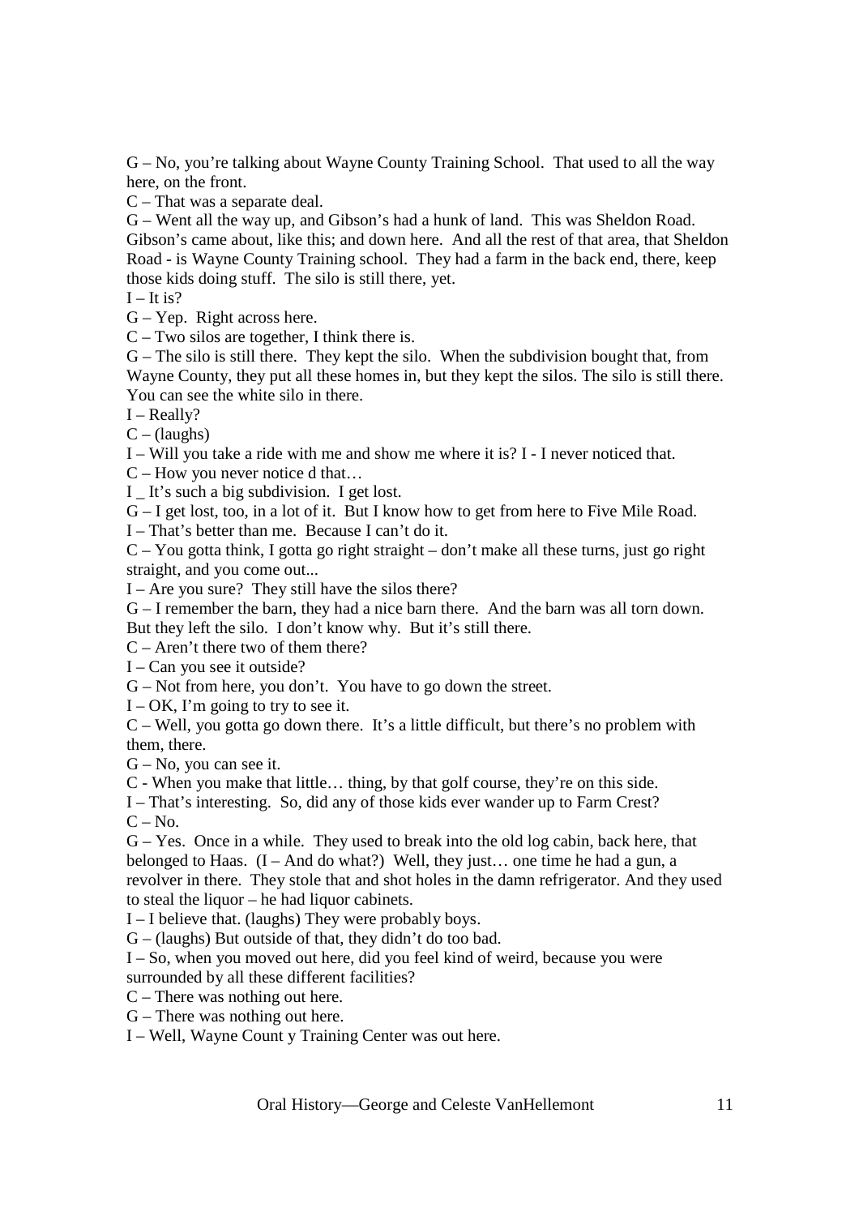G – No, you're talking about Wayne County Training School. That used to all the way here, on the front.

C – That was a separate deal.

G – Went all the way up, and Gibson's had a hunk of land. This was Sheldon Road. Gibson's came about, like this; and down here. And all the rest of that area, that Sheldon Road - is Wayne County Training school. They had a farm in the back end, there, keep those kids doing stuff. The silo is still there, yet.

I – It is?

G – Yep. Right across here.

C – Two silos are together, I think there is.

G – The silo is still there. They kept the silo. When the subdivision bought that, from Wayne County, they put all these homes in, but they kept the silos. The silo is still there. You can see the white silo in there.

I – Really?

C – (laughs)

I – Will you take a ride with me and show me where it is? I - I never noticed that.

C – How you never notice d that…

I _ It's such a big subdivision. I get lost.

G – I get lost, too, in a lot of it. But I know how to get from here to Five Mile Road.

I – That's better than me. Because I can't do it.

C – You gotta think, I gotta go right straight – don't make all these turns, just go right straight, and you come out...

I – Are you sure? They still have the silos there?

G – I remember the barn, they had a nice barn there. And the barn was all torn down. But they left the silo. I don't know why. But it's still there.

C – Aren't there two of them there?

I – Can you see it outside?

G – Not from here, you don't. You have to go down the street.

I – OK, I'm going to try to see it.

C – Well, you gotta go down there. It's a little difficult, but there's no problem with them, there.

G – No, you can see it.

C - When you make that little… thing, by that golf course, they're on this side.

I – That's interesting. So, did any of those kids ever wander up to Farm Crest?

C – No.

G – Yes. Once in a while. They used to break into the old log cabin, back here, that belonged to Haas. (I – And do what?) Well, they just… one time he had a gun, a revolver in there. They stole that and shot holes in the damn refrigerator. And they used to steal the liquor – he had liquor cabinets.

I – I believe that. (laughs) They were probably boys.

G – (laughs) But outside of that, they didn't do too bad.

I – So, when you moved out here, did you feel kind of weird, because you were surrounded by all these different facilities?

C – There was nothing out here.

G – There was nothing out here.

I – Well, Wayne Count y Training Center was out here.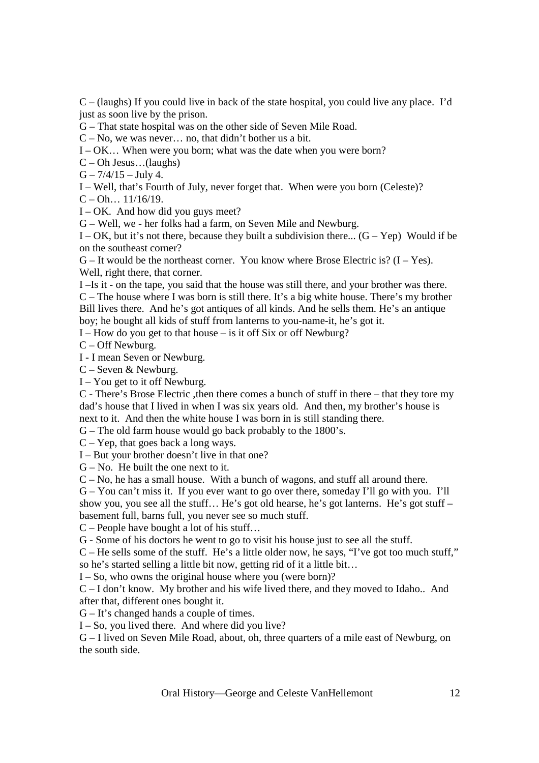C – (laughs) If you could live in back of the state hospital, you could live any place. I'd just as soon live by the prison.

G – That state hospital was on the other side of Seven Mile Road.

C – No, we was never… no, that didn't bother us a bit.

I – OK… When were you born; what was the date when you were born?

C – Oh Jesus…(laughs)

G – 7/4/15 – July 4.

I – Well, that's Fourth of July, never forget that. When were you born (Celeste)?

C – Oh… 11/16/19.

I – OK. And how did you guys meet?

G – Well, we - her folks had a farm, on Seven Mile and Newburg.

I – OK, but it's not there, because they built a subdivision there... (G – Yep) Would if be on the southeast corner?

G – It would be the northeast corner. You know where Brose Electric is? (I – Yes). Well, right there, that corner.

I –Is it - on the tape, you said that the house was still there, and your brother was there.

C – The house where I was born is still there. It's a big white house. There's my brother Bill lives there. And he's got antiques of all kinds. And he sells them. He's an antique boy; he bought all kids of stuff from lanterns to you-name-it, he's got it.

I – How do you get to that house – is it off Six or off Newburg?

C – Off Newburg.

I - I mean Seven or Newburg.

C – Seven & Newburg.

I – You get to it off Newburg.

C - There's Brose Electric ,then there comes a bunch of stuff in there – that they tore my dad's house that I lived in when I was six years old. And then, my brother's house is next to it. And then the white house I was born in is still standing there.

G – The old farm house would go back probably to the 1800's.

C – Yep, that goes back a long ways.

I – But your brother doesn't live in that one?

G – No. He built the one next to it.

C – No, he has a small house. With a bunch of wagons, and stuff all around there.

G – You can't miss it. If you ever want to go over there, someday I'll go with you. I'll show you, you see all the stuff… He's got old hearse, he's got lanterns. He's got stuff – basement full, barns full, you never see so much stuff.

C – People have bought a lot of his stuff…

G - Some of his doctors he went to go to visit his house just to see all the stuff.

C – He sells some of the stuff. He's a little older now, he says, "I've got too much stuff," so he's started selling a little bit now, getting rid of it a little bit…

I – So, who owns the original house where you (were born)?

C – I don't know. My brother and his wife lived there, and they moved to Idaho.. And after that, different ones bought it.

G – It's changed hands a couple of times.

I – So, you lived there. And where did you live?

G – I lived on Seven Mile Road, about, oh, three quarters of a mile east of Newburg, on the south side.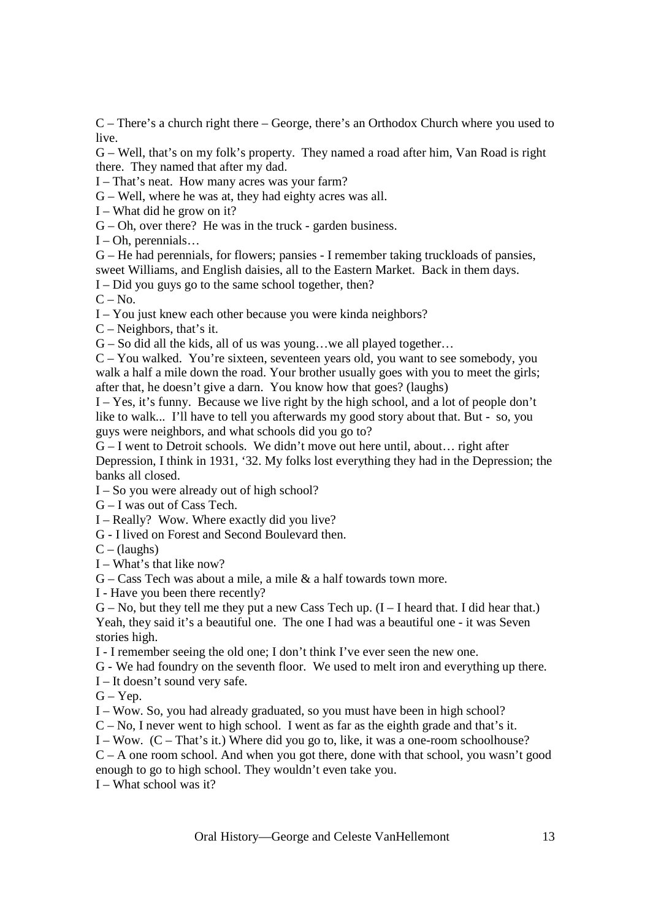C – There's a church right there – George, there's an Orthodox Church where you used to live.

G – Well, that's on my folk's property. They named a road after him, Van Road is right there. They named that after my dad.

I – That's neat. How many acres was your farm?

G – Well, where he was at, they had eighty acres was all.

I – What did he grow on it?

G – Oh, over there? He was in the truck - garden business.

I – Oh, perennials…

G – He had perennials, for flowers; pansies - I remember taking truckloads of pansies, sweet Williams, and English daisies, all to the Eastern Market. Back in them days.

I – Did you guys go to the same school together, then?

C – No.

I – You just knew each other because you were kinda neighbors?

C – Neighbors, that's it.

G – So did all the kids, all of us was young…we all played together…

C – You walked. You're sixteen, seventeen years old, you want to see somebody, you walk a half a mile down the road. Your brother usually goes with you to meet the girls; after that, he doesn't give a darn. You know how that goes? (laughs)

I – Yes, it's funny. Because we live right by the high school, and a lot of people don't like to walk... I'll have to tell you afterwards my good story about that. But - so, you guys were neighbors, and what schools did you go to?

G – I went to Detroit schools. We didn't move out here until, about… right after Depression, I think in 1931, '32. My folks lost everything they had in the Depression; the banks all closed.

I – So you were already out of high school?

G – I was out of Cass Tech.

I – Really? Wow. Where exactly did you live?

G - I lived on Forest and Second Boulevard then.

C – (laughs)

I – What's that like now?

G – Cass Tech was about a mile, a mile & a half towards town more.

I - Have you been there recently?

G – No, but they tell me they put a new Cass Tech up. (I – I heard that. I did hear that.) Yeah, they said it's a beautiful one. The one I had was a beautiful one - it was Seven stories high.

I - I remember seeing the old one; I don't think I've ever seen the new one.

G - We had foundry on the seventh floor. We used to melt iron and everything up there.

I – It doesn't sound very safe.

G – Yep.

I – Wow. So, you had already graduated, so you must have been in high school?

C – No, I never went to high school. I went as far as the eighth grade and that's it.

I – Wow. (C – That's it.) Where did you go to, like, it was a one-room schoolhouse?

C – A one room school. And when you got there, done with that school, you wasn't good enough to go to high school. They wouldn't even take you.

I – What school was it?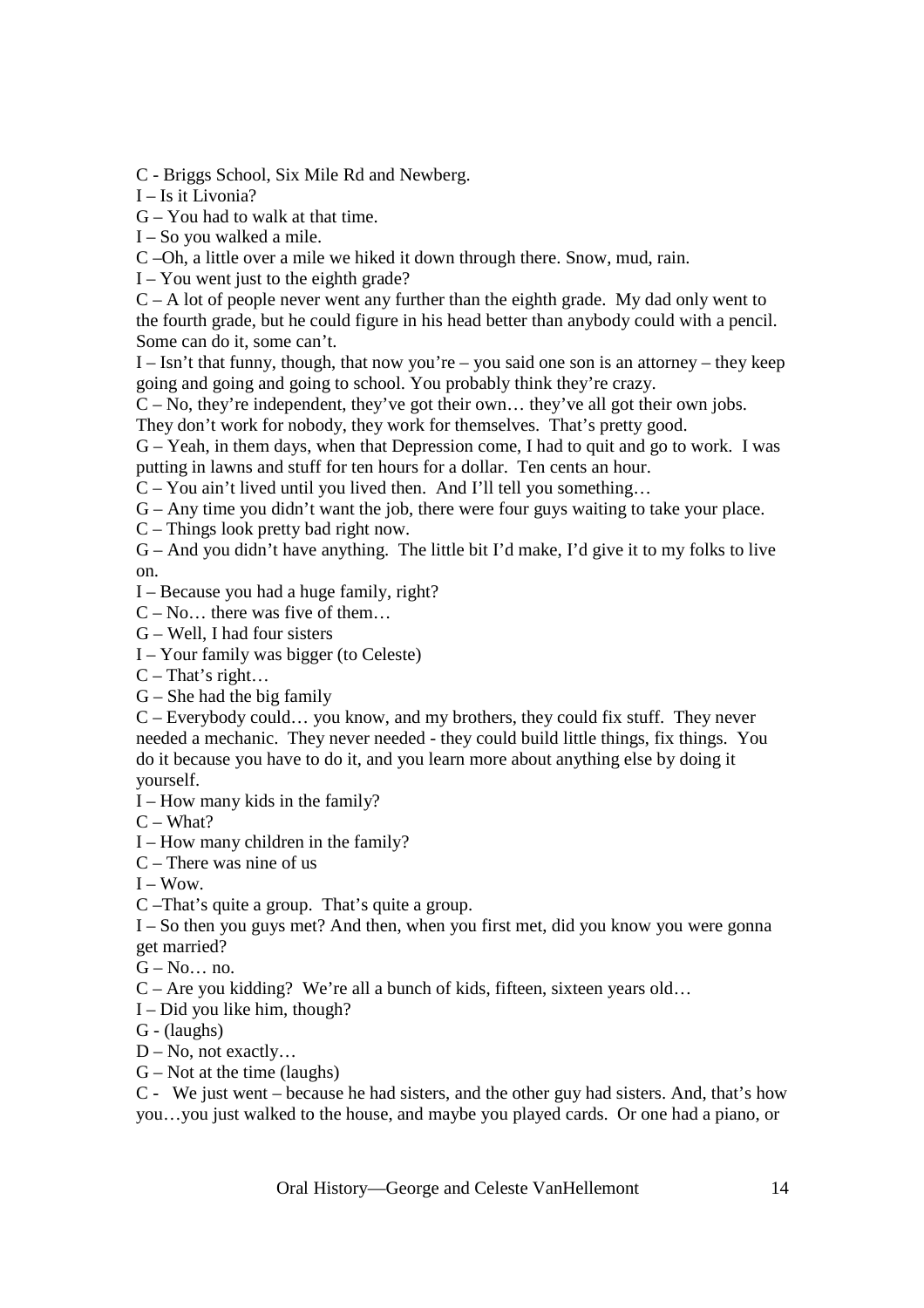C - Briggs School, Six Mile Rd and Newberg.

I – Is it Livonia?

G – You had to walk at that time.

I – So you walked a mile.

C –Oh, a little over a mile we hiked it down through there. Snow, mud, rain.

I – You went just to the eighth grade?

C – A lot of people never went any further than the eighth grade. My dad only went to the fourth grade, but he could figure in his head better than anybody could with a pencil. Some can do it, some can't.

I – Isn't that funny, though, that now you're – you said one son is an attorney – they keep going and going and going to school. You probably think they're crazy.

C – No, they're independent, they've got their own… they've all got their own jobs. They don't work for nobody, they work for themselves. That's pretty good.

G – Yeah, in them days, when that Depression come, I had to quit and go to work. I was putting in lawns and stuff for ten hours for a dollar. Ten cents an hour.

C – You ain't lived until you lived then. And I'll tell you something…

G – Any time you didn't want the job, there were four guys waiting to take your place.

C – Things look pretty bad right now.

G – And you didn't have anything. The little bit I'd make, I'd give it to my folks to live on.

I – Because you had a huge family, right?

C – No… there was five of them…

G – Well, I had four sisters

I – Your family was bigger (to Celeste)

C – That's right…

G – She had the big family

C – Everybody could… you know, and my brothers, they could fix stuff. They never needed a mechanic. They never needed - they could build little things, fix things. You do it because you have to do it, and you learn more about anything else by doing it yourself.

I – How many kids in the family?

C – What?

I – How many children in the family?

C – There was nine of us

I – Wow.

C –That's quite a group. That's quite a group.

I – So then you guys met? And then, when you first met, did you know you were gonna get married?

G – No… no.

C – Are you kidding? We're all a bunch of kids, fifteen, sixteen years old…

I – Did you like him, though?

G - (laughs)

D – No, not exactly…

G – Not at the time (laughs)

C - We just went – because he had sisters, and the other guy had sisters. And, that's how you…you just walked to the house, and maybe you played cards. Or one had a piano, or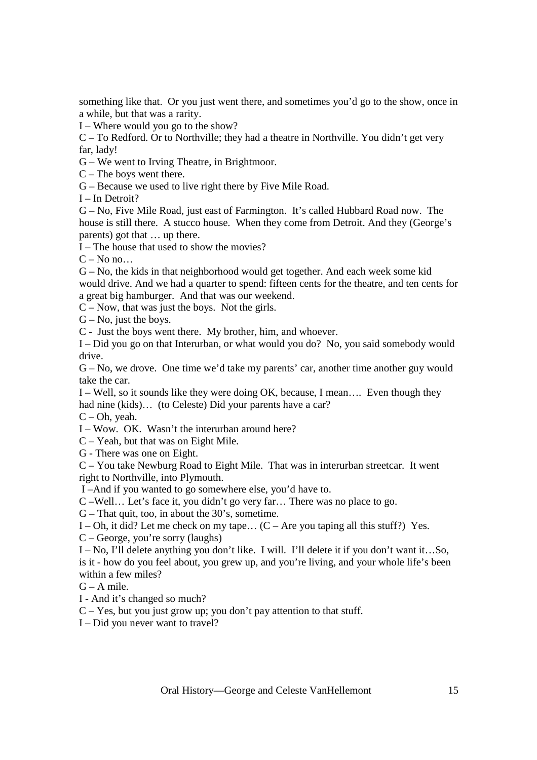something like that. Or you just went there, and sometimes you'd go to the show, once in a while, but that was a rarity.

I – Where would you go to the show?

C – To Redford. Or to Northville; they had a theatre in Northville. You didn't get very far, lady!

G – We went to Irving Theatre, in Brightmoor.

C – The boys went there.

G – Because we used to live right there by Five Mile Road.

I – In Detroit?

G – No, Five Mile Road, just east of Farmington. It's called Hubbard Road now. The house is still there. A stucco house. When they come from Detroit. And they (George's parents) got that … up there.

I – The house that used to show the movies?

C – No no…

G – No, the kids in that neighborhood would get together. And each week some kid would drive. And we had a quarter to spend: fifteen cents for the theatre, and ten cents for a great big hamburger. And that was our weekend.

C – Now, that was just the boys. Not the girls.

G – No, just the boys.

C - Just the boys went there. My brother, him, and whoever.

I – Did you go on that Interurban, or what would you do? No, you said somebody would drive.

G – No, we drove. One time we'd take my parents' car, another time another guy would take the car.

I – Well, so it sounds like they were doing OK, because, I mean…. Even though they had nine (kids)… (to Celeste) Did your parents have a car?

C – Oh, yeah.

I – Wow. OK. Wasn't the interurban around here?

C – Yeah, but that was on Eight Mile.

G - There was one on Eight.

C – You take Newburg Road to Eight Mile. That was in interurban streetcar. It went right to Northville, into Plymouth.

I –And if you wanted to go somewhere else, you'd have to.

C –Well… Let's face it, you didn't go very far… There was no place to go.

G – That quit, too, in about the 30's, sometime.

I – Oh, it did? Let me check on my tape… (C – Are you taping all this stuff?) Yes.

C – George, you're sorry (laughs)

I – No, I'll delete anything you don't like. I will. I'll delete it if you don't want it…So, is it - how do you feel about, you grew up, and you're living, and your whole life's been within a few miles?

G – A mile.

I - And it's changed so much?

C – Yes, but you just grow up; you don't pay attention to that stuff.

I – Did you never want to travel?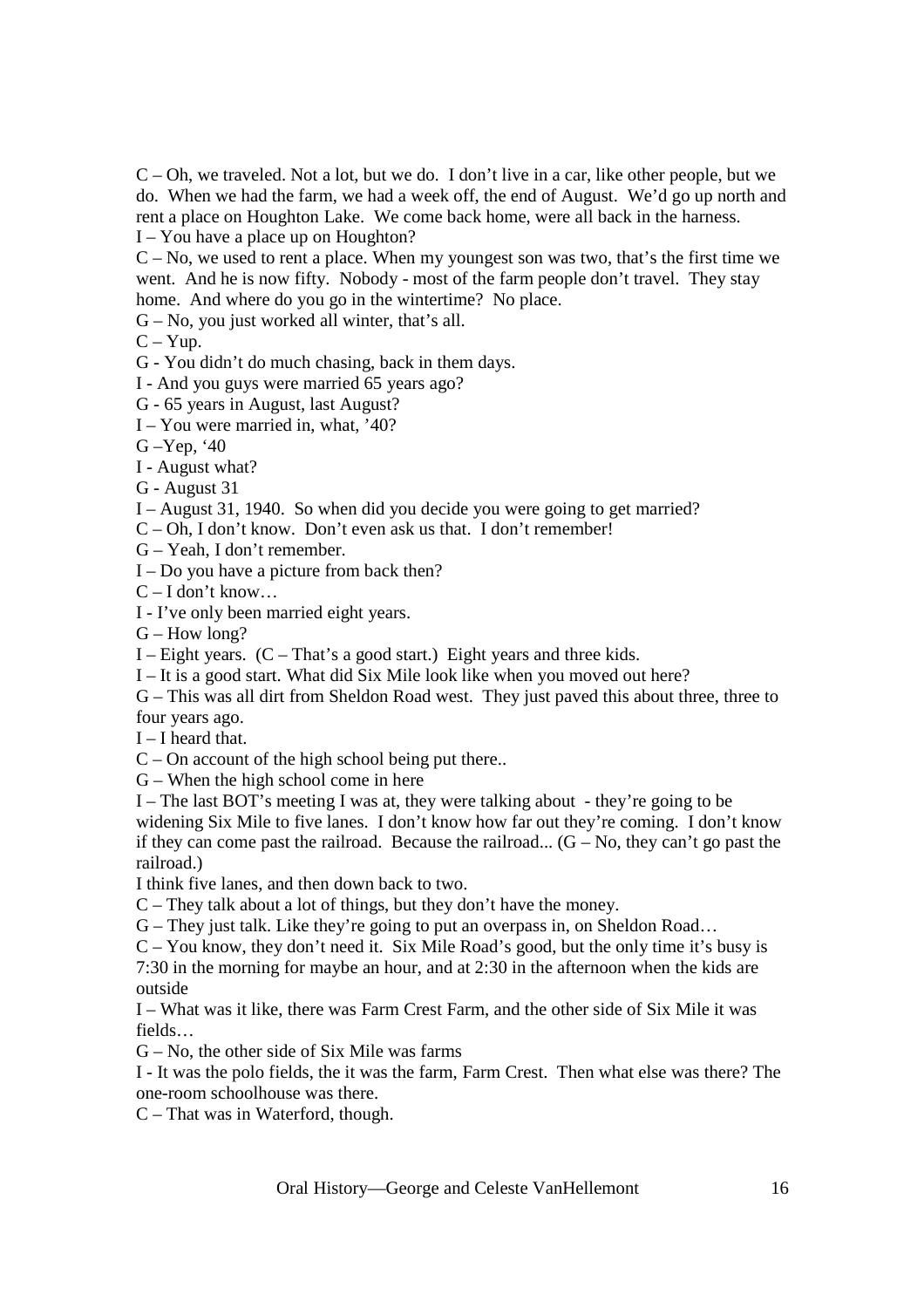C – Oh, we traveled. Not a lot, but we do. I don't live in a car, like other people, but we do. When we had the farm, we had a week off, the end of August. We'd go up north and rent a place on Houghton Lake. We come back home, were all back in the harness.

I – You have a place up on Houghton?

C – No, we used to rent a place. When my youngest son was two, that's the first time we went. And he is now fifty. Nobody - most of the farm people don't travel. They stay home. And where do you go in the wintertime? No place.

G – No, you just worked all winter, that's all.

C – Yup.

G - You didn't do much chasing, back in them days.

I - And you guys were married 65 years ago?

G - 65 years in August, last August?

I – You were married in, what, '40?

G –Yep, '40

I - August what?

G - August 31

I – August 31, 1940. So when did you decide you were going to get married?

C – Oh, I don't know. Don't even ask us that. I don't remember!

G – Yeah, I don't remember.

I – Do you have a picture from back then?

C – I don't know…

I - I've only been married eight years.

G – How long?

I – Eight years. (C – That's a good start.) Eight years and three kids.

I – It is a good start. What did Six Mile look like when you moved out here?

G – This was all dirt from Sheldon Road west. They just paved this about three, three to four years ago.

I – I heard that.

C – On account of the high school being put there..

G – When the high school come in here

I – The last BOT's meeting I was at, they were talking about - they're going to be widening Six Mile to five lanes. I don't know how far out they're coming. I don't know if they can come past the railroad. Because the railroad... (G – No, they can't go past the railroad.)

I think five lanes, and then down back to two.

C – They talk about a lot of things, but they don't have the money.

G – They just talk. Like they're going to put an overpass in, on Sheldon Road…

C – You know, they don't need it. Six Mile Road's good, but the only time it's busy is 7:30 in the morning for maybe an hour, and at 2:30 in the afternoon when the kids are outside

I – What was it like, there was Farm Crest Farm, and the other side of Six Mile it was fields…

G – No, the other side of Six Mile was farms

I - It was the polo fields, the it was the farm, Farm Crest. Then what else was there? The one-room schoolhouse was there.

C – That was in Waterford, though.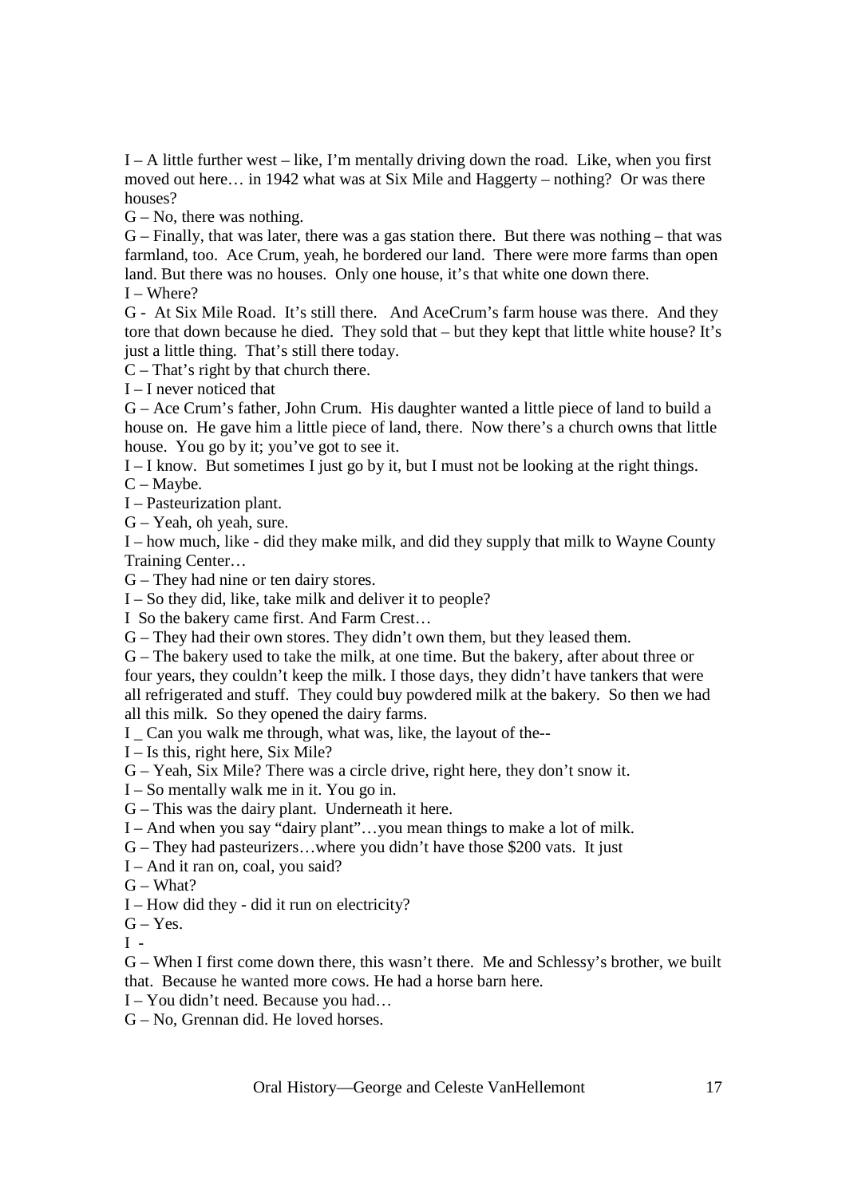I – A little further west – like, I'm mentally driving down the road. Like, when you first moved out here… in 1942 what was at Six Mile and Haggerty – nothing? Or was there houses?

G – No, there was nothing.

G – Finally, that was later, there was a gas station there. But there was nothing – that was farmland, too. Ace Crum, yeah, he bordered our land. There were more farms than open land. But there was no houses. Only one house, it's that white one down there.

I – Where?

G - At Six Mile Road. It's still there. And AceCrum's farm house was there. And they tore that down because he died. They sold that – but they kept that little white house? It's just a little thing. That's still there today.

C – That's right by that church there.

I – I never noticed that

G – Ace Crum's father, John Crum. His daughter wanted a little piece of land to build a house on. He gave him a little piece of land, there. Now there's a church owns that little house. You go by it; you've got to see it.

I – I know. But sometimes I just go by it, but I must not be looking at the right things.

C – Maybe.

I – Pasteurization plant.

G – Yeah, oh yeah, sure.

I – how much, like - did they make milk, and did they supply that milk to Wayne County Training Center…

G – They had nine or ten dairy stores.

I – So they did, like, take milk and deliver it to people?

I So the bakery came first. And Farm Crest…

G – They had their own stores. They didn't own them, but they leased them.

G – The bakery used to take the milk, at one time. But the bakery, after about three or four years, they couldn't keep the milk. I those days, they didn't have tankers that were all refrigerated and stuff. They could buy powdered milk at the bakery. So then we had all this milk. So they opened the dairy farms.

I _ Can you walk me through, what was, like, the layout of the--

I – Is this, right here, Six Mile?

G – Yeah, Six Mile? There was a circle drive, right here, they don't snow it.

I – So mentally walk me in it. You go in.

G – This was the dairy plant. Underneath it here.

I – And when you say "dairy plant"…you mean things to make a lot of milk.

G – They had pasteurizers…where you didn't have those $200 vats. It just

I – And it ran on, coal, you said?

G – What?

I – How did they - did it run on electricity?

G – Yes.

I -

G – When I first come down there, this wasn't there. Me and Schlessy's brother, we built that. Because he wanted more cows. He had a horse barn here.

I – You didn't need. Because you had…

G – No, Grennan did. He loved horses.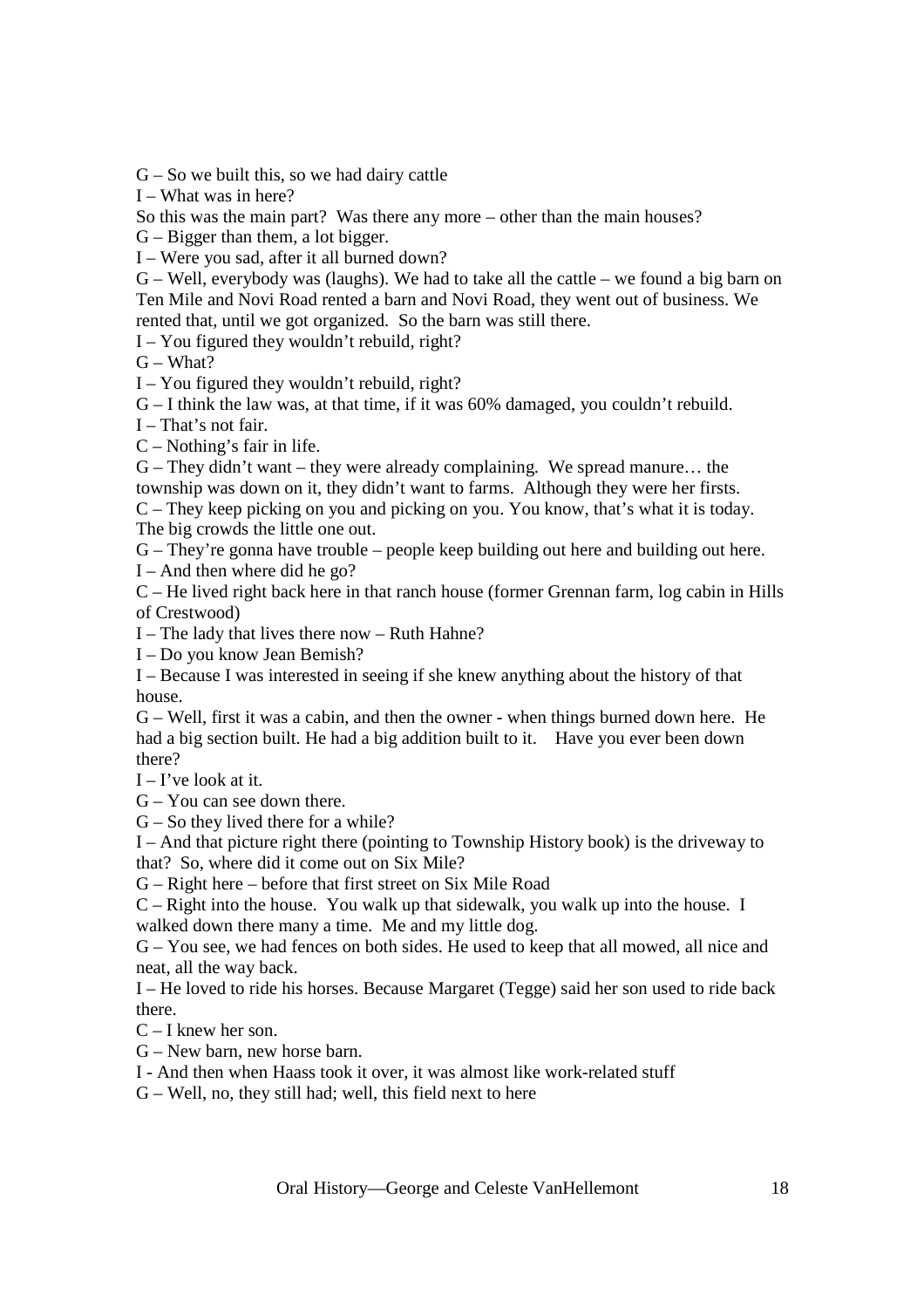G – So we built this, so we had dairy cattle

I – What was in here?

So this was the main part? Was there any more – other than the main houses?

G – Bigger than them, a lot bigger.

I – Were you sad, after it all burned down?

G – Well, everybody was (laughs). We had to take all the cattle – we found a big barn on Ten Mile and Novi Road rented a barn and Novi Road, they went out of business. We rented that, until we got organized. So the barn was still there.

I – You figured they wouldn't rebuild, right?

G – What?

I – You figured they wouldn't rebuild, right?

G – I think the law was, at that time, if it was 60% damaged, you couldn't rebuild.

I – That's not fair.

C – Nothing's fair in life.

G – They didn't want – they were already complaining. We spread manure… the township was down on it, they didn't want to farms. Although they were her firsts.

C – They keep picking on you and picking on you. You know, that's what it is today. The big crowds the little one out.

G – They're gonna have trouble – people keep building out here and building out here.

I – And then where did he go?

C – He lived right back here in that ranch house (former Grennan farm, log cabin in Hills of Crestwood)

I – The lady that lives there now – Ruth Hahne?

I – Do you know Jean Bemish?

I – Because I was interested in seeing if she knew anything about the history of that house.

G – Well, first it was a cabin, and then the owner - when things burned down here. He had a big section built. He had a big addition built to it. Have you ever been down there?

I – I've look at it.

G – You can see down there.

G – So they lived there for a while?

I – And that picture right there (pointing to Township History book) is the driveway to that? So, where did it come out on Six Mile?

G – Right here – before that first street on Six Mile Road

C – Right into the house. You walk up that sidewalk, you walk up into the house. I walked down there many a time. Me and my little dog.

G – You see, we had fences on both sides. He used to keep that all mowed, all nice and neat, all the way back.

I – He loved to ride his horses. Because Margaret (Tegge) said her son used to ride back there.

C – I knew her son.

G – New barn, new horse barn.

I - And then when Haass took it over, it was almost like work-related stuff

G – Well, no, they still had; well, this field next to here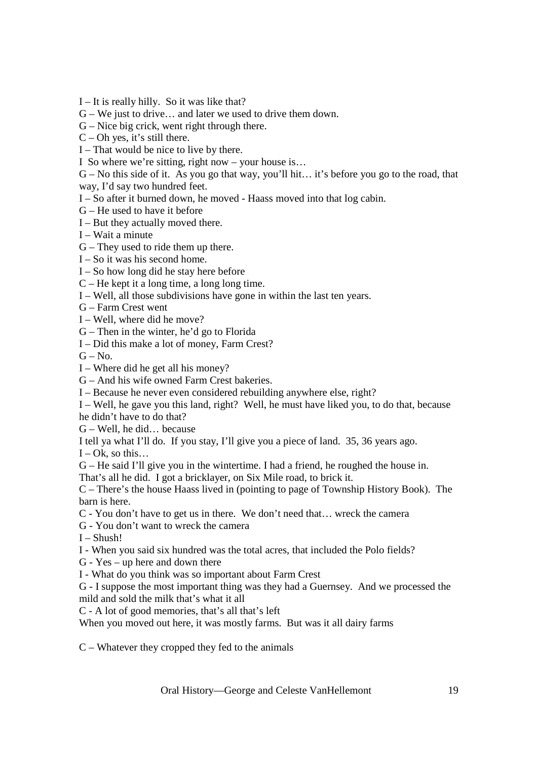I – It is really hilly. So it was like that?

G – We just to drive… and later we used to drive them down.

G – Nice big crick, went right through there.

C – Oh yes, it's still there.

I – That would be nice to live by there.

I So where we're sitting, right now – your house is…

G – No this side of it. As you go that way, you'll hit… it's before you go to the road, that way, I'd say two hundred feet.

I – So after it burned down, he moved - Haass moved into that log cabin.

G – He used to have it before

I – But they actually moved there.

I – Wait a minute

G – They used to ride them up there.

I – So it was his second home.

I – So how long did he stay here before

C – He kept it a long time, a long long time.

I – Well, all those subdivisions have gone in within the last ten years.

G – Farm Crest went

I – Well, where did he move?

G – Then in the winter, he'd go to Florida

I – Did this make a lot of money, Farm Crest?

G – No.

I – Where did he get all his money?

G – And his wife owned Farm Crest bakeries.

I – Because he never even considered rebuilding anywhere else, right?

I – Well, he gave you this land, right? Well, he must have liked you, to do that, because he didn't have to do that?

G – Well, he did… because

I tell ya what I'll do. If you stay, I'll give you a piece of land. 35, 36 years ago.

I – Ok, so this…

G – He said I'll give you in the wintertime. I had a friend, he roughed the house in. That's all he did. I got a bricklayer, on Six Mile road, to brick it.

C – There's the house Haass lived in (pointing to page of Township History Book). The barn is here.

C - You don't have to get us in there. We don't need that… wreck the camera

G - You don't want to wreck the camera

I – Shush!

I - When you said six hundred was the total acres, that included the Polo fields?

G - Yes – up here and down there

I - What do you think was so important about Farm Crest

G - I suppose the most important thing was they had a Guernsey. And we processed the mild and sold the milk that's what it all

C - A lot of good memories, that's all that's left

When you moved out here, it was mostly farms. But was it all dairy farms

C – Whatever they cropped they fed to the animals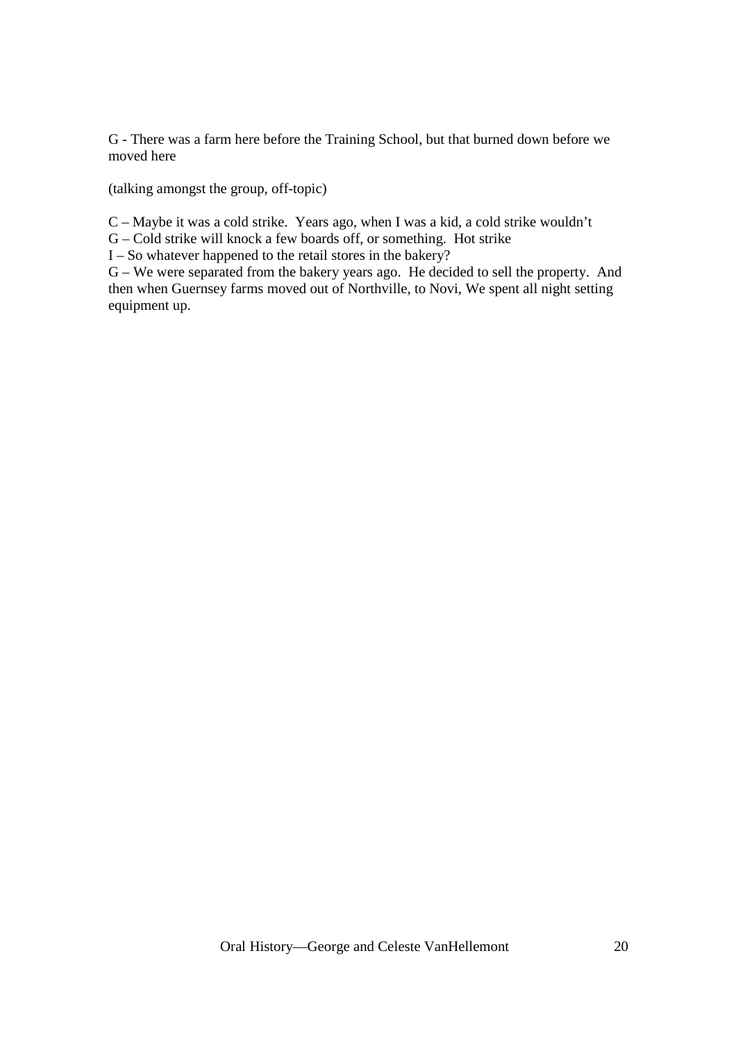G - There was a farm here before the Training School, but that burned down before we moved here

(talking amongst the group, off-topic)

C – Maybe it was a cold strike. Years ago, when I was a kid, a cold strike wouldn't
G – Cold strike will knock a few boards off, or something. Hot strike
I – So whatever happened to the retail stores in the bakery?
G – We were separated from the bakery years ago. He decided to sell the property. And then when Guernsey farms moved out of Northville, to Novi, We spent all night setting equipment up.